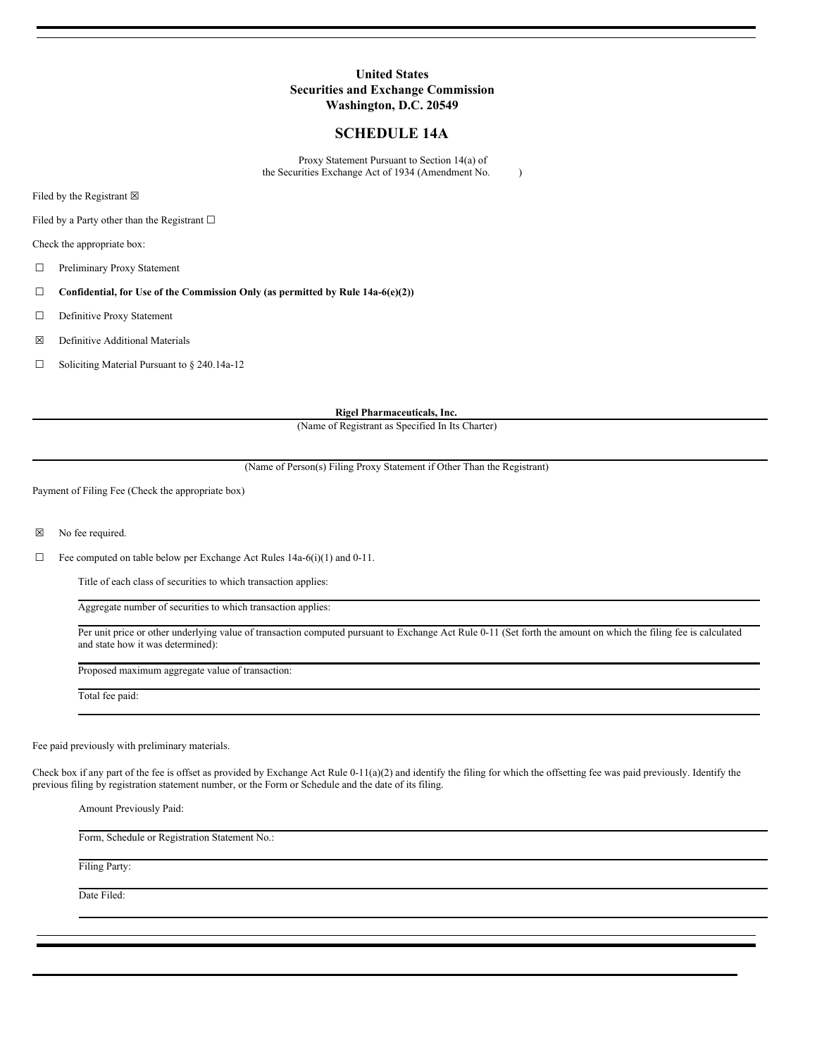**United States**
**Securities and Exchange Commission**
**Washington, D.C. 20549**

# SCHEDULE 14A

Proxy Statement Pursuant to Section 14(a) of
the Securities Exchange Act of 1934 (Amendment No. )

Filed by the Registrant ☒

Filed by a Party other than the Registrant ☐

Check the appropriate box:

☐ Preliminary Proxy Statement

☐ **Confidential, for Use of the Commission Only (as permitted by Rule 14a-6(e)(2))**

☐ Definitive Proxy Statement

☒ Definitive Additional Materials

☐ Soliciting Material Pursuant to § 240.14a-12

**Rigel Pharmaceuticals, Inc.**

(Name of Registrant as Specified In Its Charter)

(Name of Person(s) Filing Proxy Statement if Other Than the Registrant)

Payment of Filing Fee (Check the appropriate box)

☒ No fee required.

☐ Fee computed on table below per Exchange Act Rules 14a-6(i)(1) and 0-11.

Title of each class of securities to which transaction applies:

Aggregate number of securities to which transaction applies:

Per unit price or other underlying value of transaction computed pursuant to Exchange Act Rule 0-11 (Set forth the amount on which the filing fee is calculated and state how it was determined):

Proposed maximum aggregate value of transaction:

Total fee paid:

Fee paid previously with preliminary materials.

Check box if any part of the fee is offset as provided by Exchange Act Rule 0-11(a)(2) and identify the filing for which the offsetting fee was paid previously. Identify the previous filing by registration statement number, or the Form or Schedule and the date of its filing.

Amount Previously Paid:

Form, Schedule or Registration Statement No.:

Filing Party:

Date Filed: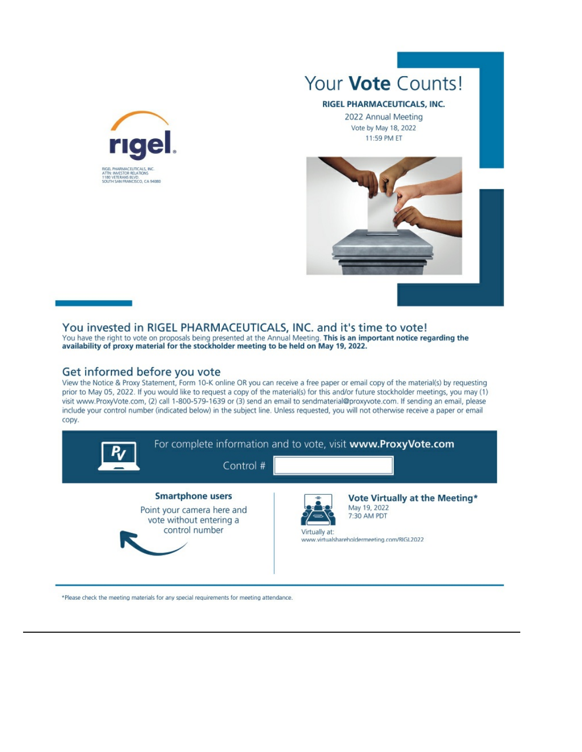rigel

RIGEL PHARMACEUTICALS, INC.
ATTN: INVESTOR RELATIONS
1180 VETERANS BLVD.
SOUTH SAN FRANCISCO, CA 94080

# Your **Vote** Counts!

**RIGEL PHARMACEUTICALS, INC.**

2022 Annual Meeting

Vote by May 18, 2022
11:59 PM ET

## You invested in RIGEL PHARMACEUTICALS, INC. and it's time to vote!

You have the right to vote on proposals being presented at the Annual Meeting. **This is an important notice regarding the availability of proxy material for the stockholder meeting to be held on May 19, 2022.**

## Get informed before you vote

View the Notice & Proxy Statement, Form 10-K online OR you can receive a free paper or email copy of the material(s) by requesting prior to May 05, 2022. If you would like to request a copy of the material(s) for this and/or future stockholder meetings, you may (1) visit www.ProxyVote.com, (2) call 1-800-579-1639 or (3) send an email to sendmaterial@proxyvote.com. If sending an email, please include your control number (indicated below) in the subject line. Unless requested, you will not otherwise receive a paper or email copy.

For complete information and to vote, visit **www.ProxyVote.com**

Control #

**Smartphone users**

Point your camera here and vote without entering a control number

**Vote Virtually at the Meeting***

May 19, 2022
7:30 AM PDT

Virtually at:
www.virtualshareholdermeeting.com/RIGL2022

*Please check the meeting materials for any special requirements for meeting attendance.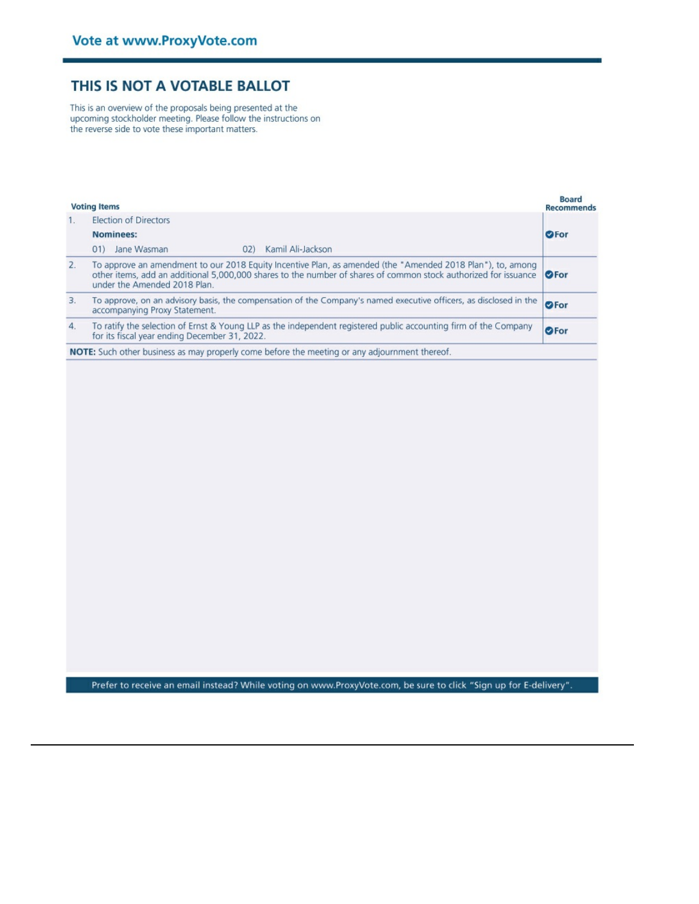Vote at www.ProxyVote.com

# THIS IS NOT A VOTABLE BALLOT

This is an overview of the proposals being presented at the upcoming stockholder meeting. Please follow the instructions on the reverse side to vote these important matters.

| | Voting Items | Board Recommends |
|---|---|---|
| 1. | Election of Directors<br>**Nominees:**<br>01) Jane Wasman 02) Kamil Ali-Jackson | For |
| 2. | To approve an amendment to our 2018 Equity Incentive Plan, as amended (the "Amended 2018 Plan"), to, among other items, add an additional 5,000,000 shares to the number of shares of common stock authorized for issuance under the Amended 2018 Plan. | For |
| 3. | To approve, on an advisory basis, the compensation of the Company's named executive officers, as disclosed in the accompanying Proxy Statement. | For |
| 4. | To ratify the selection of Ernst & Young LLP as the independent registered public accounting firm of the Company for its fiscal year ending December 31, 2022. | For |

**NOTE:** Such other business as may properly come before the meeting or any adjournment thereof.

Prefer to receive an email instead? While voting on www.ProxyVote.com, be sure to click "Sign up for E-delivery".